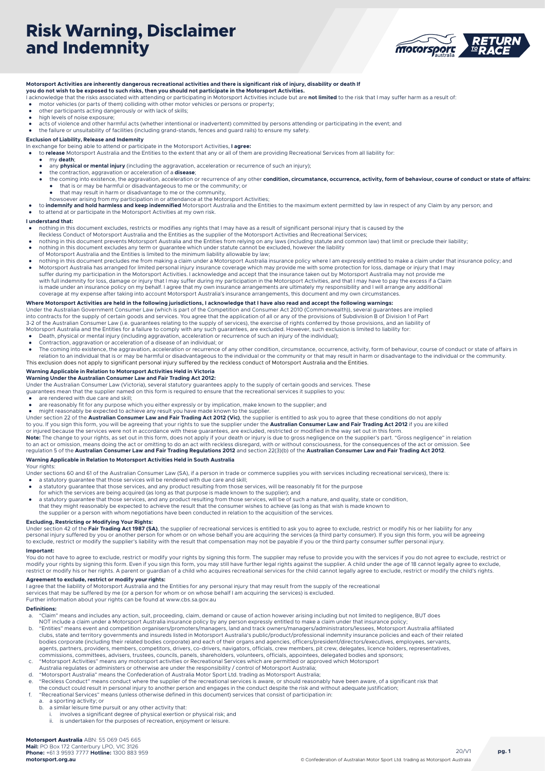# Risk Warning, Disclaimer and Indemnity

**Motorsport Activities are inherently dangerous recreational activities and there is significant risk of injury, disability or death If you do not wish to be exposed to such risks, then you should not participate in the Motorsport Activities.**

I acknowledge that the risks associated with attending or participating in Motorsport Activities include but are **not limited** to the risk that I may suffer harm as a result of:

- motor vehicles (or parts of them) colliding with other motor vehicles or persons or property;
- other participants acting dangerously or with lack of skills;
- high levels of noise exposure;
- acts of violence and other harmful acts (whether intentional or inadvertent) committed by persons attending or participating in the event; and
- the failure or unsuitability of facilities (including grand-stands, fences and guard rails) to ensure my safety.

**Exclusion of Liability, Release and Indemnity**

In exchange for being able to attend or participate in the Motorsport Activities, **I agree:**

- to **release** Motorsport Australia and the Entities to the extent that any or all of them are providing Recreational Services from all liability for:
  - my **death**;
  - any **physical or mental injury** (including the aggravation, acceleration or recurrence of such an injury);
  - the contraction, aggravation or acceleration of a **disease**;
  - the coming into existence, the aggravation, acceleration or recurrence of any other **condition, circumstance, occurrence, activity, form of behaviour, course of conduct or state of affairs:**
    - that is or may be harmful or disadvantageous to me or the community; or
    - that may result in harm or disadvantage to me or the community,

  howsoever arising from my participation in or attendance at the Motorsport Activities;
- to **indemnify and hold harmless and keep indemnified** Motorsport Australia and the Entities to the maximum extent permitted by law in respect of any Claim by any person; and
- to attend at or participate in the Motorsport Activities at my own risk.

**I understand that:**

- nothing in this document excludes, restricts or modifies any rights that I may have as a result of significant personal injury that is caused by the Reckless Conduct of Motorsport Australia and the Entities as the supplier of the Motorsport Activities and Recreational Services;
- nothing in this document prevents Motorsport Australia and the Entities from relying on any laws (including statute and common law) that limit or preclude their liability;
- nothing in this document excludes any term or guarantee which under statute cannot be excluded, however the liability of Motorsport Australia and the Entities is limited to the minimum liability allowable by law;
- nothing in this document precludes me from making a claim under a Motorsport Australia insurance policy where I am expressly entitled to make a claim under that insurance policy; and
- Motorsport Australia has arranged for limited personal injury insurance coverage which may provide me with some protection for loss, damage or injury that I may suffer during my participation in the Motorsport Activities. I acknowledge and accept that the insurance taken out by Motorsport Australia may not provide me with full indemnity for loss, damage or injury that I may suffer during my participation in the Motorsport Activities, and that I may have to pay the excess if a Claim is made under an insurance policy on my behalf. I agree that my own insurance arrangements are ultimately my responsibility and I will arrange any additional coverage at my expense after taking into account Motorsport Australia's insurance arrangements, this document and my own circumstances.

**Where Motorsport Activities are held in the following jurisdictions, I acknowledge that I have also read and accept the following warnings:**

Under the Australian Government Consumer Law (which is part of the Competition and Consumer Act 2010 (Commonwealth)), several guarantees are implied into contracts for the supply of certain goods and services. You agree that the application of all or any of the provisions of Subdivision B of Division 1 of Part 3-2 of the Australian Consumer Law (i.e. guarantees relating to the supply of services), the exercise of rights conferred by those provisions, and an liability of Motorsport Australia and the Entities for a failure to comply with any such guarantees, are excluded. However, such exclusion is limited to liability for:

- Death, physical or mental injury (including aggravation, acceleration or recurrence of such an injury of the individual);
- Contraction, aggravation or acceleration of a disease of an individual; or
- The coming into existence, the aggravation, acceleration or recurrence of any other condition, circumstance, occurrence, activity, form of behaviour, course of conduct or state of affairs in relation to an individual that is or may be harmful or disadvantageous to the individual or the community or that may result in harm or disadvantage to the individual or the community.

This exclusion does not apply to significant personal injury suffered by the reckless conduct of Motorsport Australia and the Entities.

**Warning Applicable in Relation to Motorsport Activities Held in Victoria**

**Warning Under the Australian Consumer Law and Fair Trading Act 2012:**

Under the Australian Consumer Law (Victoria), several statutory guarantees apply to the supply of certain goods and services. These guarantees mean that the supplier named on this form is required to ensure that the recreational services it supplies to you:

- are rendered with due care and skill;
- are reasonably fit for any purpose which you either expressly or by implication, make known to the supplier; and
- might reasonably be expected to achieve any result you have made known to the supplier.

Under section 22 of the **Australian Consumer Law and Fair Trading Act 2012 (Vic)**, the supplier is entitled to ask you to agree that these conditions do not apply to you. If you sign this form, you will be agreeing that your rights to sue the supplier under the **Australian Consumer Law and Fair Trading Act 2012** if you are killed or injured because the services were not in accordance with these guarantees, are excluded, restricted or modified in the way set out in this form.

**Note:** The change to your rights, as set out in this form, does not apply if your death or injury is due to gross negligence on the supplier's part. "Gross negligence" in relation to an act or omission, means doing the act or omitting to do an act with reckless disregard, with or without consciousness, for the consequences of the act or omission. See regulation 5 of the **Australian Consumer Law and Fair Trading Regulations 2012** and section 22(3)(b) of the **Australian Consumer Law and Fair Trading Act 2012**.

**Warning Applicable in Relation to Motorsport Activities Held in South Australia**

Your rights:

Under sections 60 and 61 of the Australian Consumer Law (SA), if a person in trade or commerce supplies you with services including recreational services), there is:

- a statutory guarantee that those services will be rendered with due care and skill;
- a statutory guarantee that those services, and any product resulting from those services, will be reasonably fit for the purpose for which the services are being acquired (as long as that purpose is made known to the supplier); and
- a statutory guarantee that those services, and any product resulting from those services, will be of such a nature, and quality, state or condition, that they might reasonably be expected to achieve the result that the consumer wishes to achieve (as long as that wish is made known to the supplier or a person with whom negotiations have been conducted in relation to the acquisition of the services.

**Excluding, Restricting or Modifying Your Rights:**

Under section 42 of the **Fair Trading Act 1987 (SA)**, the supplier of recreational services is entitled to ask you to agree to exclude, restrict or modify his or her liability for any personal injury suffered by you or another person for whom or on whose behalf you are acquiring the services (a third party consumer). If you sign this form, you will be agreeing to exclude, restrict or modify the supplier's liability with the result that compensation may not be payable if you or the third party consumer suffer personal injury.

**Important:**

You do not have to agree to exclude, restrict or modify your rights by signing this form. The supplier may refuse to provide you with the services if you do not agree to exclude, restrict or modify your rights by signing this form. Even if you sign this form, you may still have further legal rights against the supplier. A child under the age of 18 cannot legally agree to exclude, restrict or modify his or her rights. A parent or guardian of a child who acquires recreational services for the child cannot legally agree to exclude, restrict or modify the child's rights.

**Agreement to exclude, restrict or modify your rights:**

I agree that the liability of Motorsport Australia and the Entities for any personal injury that may result from the supply of the recreational services that may be suffered by me (or a person for whom or on whose behalf I am acquiring the services) is excluded.

Further information about your rights can be found at www.cbs.sa.gov.au

**Definitions:**

a. "Claim" means and includes any action, suit, proceeding, claim, demand or cause of action however arising including but not limited to negligence, BUT does NOT include a claim under a Motorsport Australia insurance policy by any person expressly entitled to make a claim under that insurance policy;

b. "Entities" means event and competition organisers/promoters/managers, land and track owners/managers/administrators/lessees, Motorsport Australia affiliated clubs, state and territory governments and insureds listed in Motorsport Australia's public/product/professional indemnity insurance policies and each of their related bodies corporate (including their related bodies corporate) and each of their organs and agencies, officers/president/directors/executives, employees, servants, agents, partners, providers, members, competitors, drivers, co-drivers, navigators, officials, crew members, pit crew, delegates, licence holders, representatives, commissions, committees, advisers, trustees, councils, panels, shareholders, volunteers, officials, appointees, delegated bodies and sponsors;

c. "Motorsport Activities" means any motorsport activities or Recreational Services which are permitted or approved which Motorsport Australia regulates or administers or otherwise are under the responsibility / control of Motorsport Australia;

d. "Motorsport Australia" means the Confederation of Australia Motor Sport Ltd. trading as Motorsport Australia;

e. "Reckless Conduct" means conduct where the supplier of the recreational services is aware, or should reasonably have been aware, of a significant risk that the conduct could result in personal injury to another person and engages in the conduct despite the risk and without adequate justification;

f. "Recreational Services" means (unless otherwise defined in this document) services that consist of participation in:
   a. a sporting activity; or
   b. a similar leisure time pursuit or any other activity that:
      i. involves a significant degree of physical exertion or physical risk; and
      ii. is undertaken for the purposes of recreation, enjoyment or leisure.

**Motorsport Australia** ABN: 55 069 045 665
**Mail:** PO Box 172 Canterbury LPO, VIC 3126
**Phone:** +61 3 9593 7777 **Hotline:** 1300 883 959
**motorsport.org.au**

20/V1

© Confederation of Australian Motor Sport Ltd. trading as Motorsport Australia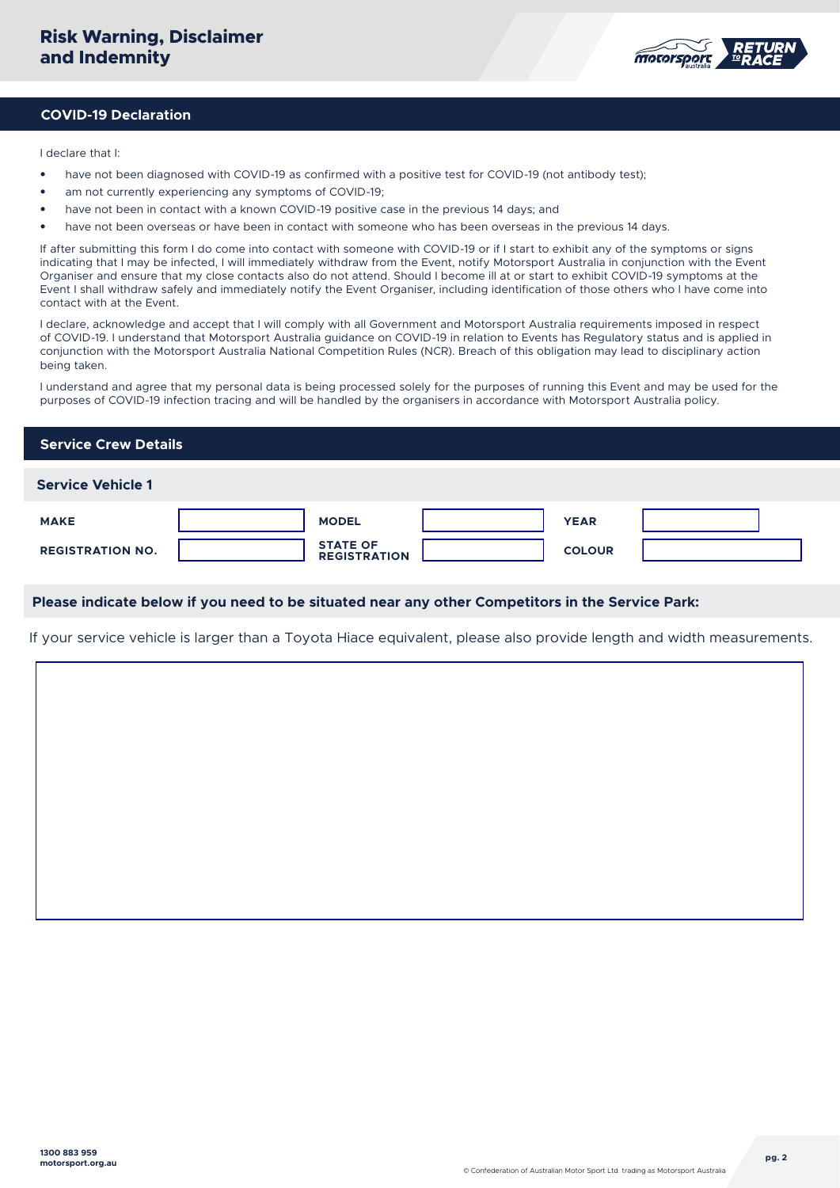# Risk Warning, Disclaimer and Indemnity

## COVID-19 Declaration

I declare that I:

- have not been diagnosed with COVID-19 as confirmed with a positive test for COVID-19 (not antibody test);
- am not currently experiencing any symptoms of COVID-19;
- have not been in contact with a known COVID-19 positive case in the previous 14 days; and
- have not been overseas or have been in contact with someone who has been overseas in the previous 14 days.

If after submitting this form I do come into contact with someone with COVID-19 or if I start to exhibit any of the symptoms or signs indicating that I may be infected, I will immediately withdraw from the Event, notify Motorsport Australia in conjunction with the Event Organiser and ensure that my close contacts also do not attend. Should I become ill at or start to exhibit COVID-19 symptoms at the Event I shall withdraw safely and immediately notify the Event Organiser, including identification of those others who I have come into contact with at the Event.

I declare, acknowledge and accept that I will comply with all Government and Motorsport Australia requirements imposed in respect of COVID-19. I understand that Motorsport Australia guidance on COVID-19 in relation to Events has Regulatory status and is applied in conjunction with the Motorsport Australia National Competition Rules (NCR). Breach of this obligation may lead to disciplinary action being taken.

I understand and agree that my personal data is being processed solely for the purposes of running this Event and may be used for the purposes of COVID-19 infection tracing and will be handled by the organisers in accordance with Motorsport Australia policy.

## Service Crew Details

### Service Vehicle 1

| | | | | | |
|---|---|---|---|---|---|
| **MAKE** | | **MODEL** | | **YEAR** | |
| **REGISTRATION NO.** | | **STATE OF REGISTRATION** | | **COLOUR** | |

**Please indicate below if you need to be situated near any other Competitors in the Service Park:**

If your service vehicle is larger than a Toyota Hiace equivalent, please also provide length and width measurements.

1300 883 959
motorsport.org.au

© Confederation of Australian Motor Sport Ltd. trading as Motorsport Australia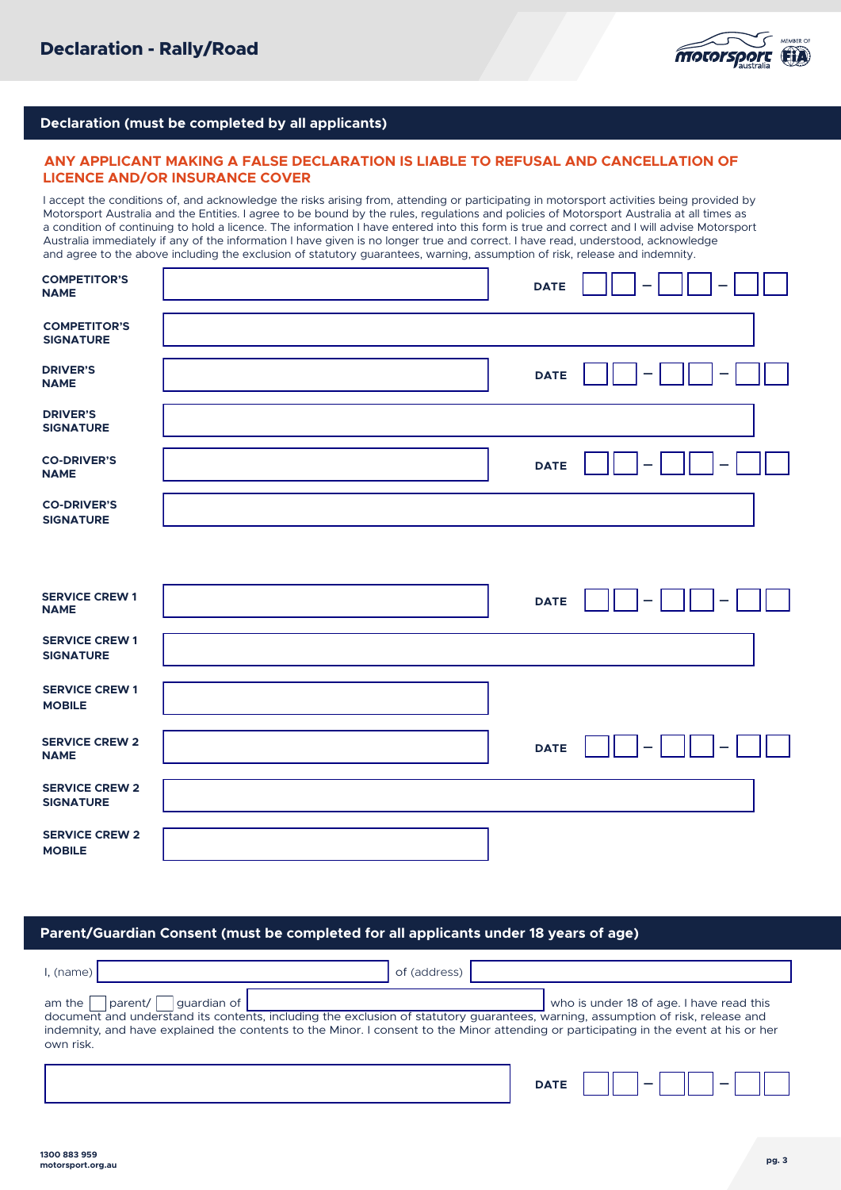# Declaration - Rally/Road

## Declaration (must be completed by all applicants)

**ANY APPLICANT MAKING A FALSE DECLARATION IS LIABLE TO REFUSAL AND CANCELLATION OF LICENCE AND/OR INSURANCE COVER**

I accept the conditions of, and acknowledge the risks arising from, attending or participating in motorsport activities being provided by Motorsport Australia and the Entities. I agree to be bound by the rules, regulations and policies of Motorsport Australia at all times as a condition of continuing to hold a licence. The information I have entered into this form is true and correct and I will advise Motorsport Australia immediately if any of the information I have given is no longer true and correct. I have read, understood, acknowledge and agree to the above including the exclusion of statutory guarantees, warning, assumption of risk, release and indemnity.

| | | | |
|---|---|---|---|
| **COMPETITOR'S NAME** | | **DATE** | __ __ – __ __ – __ __ |
| **COMPETITOR'S SIGNATURE** | | | |
| **DRIVER'S NAME** | | **DATE** | __ __ – __ __ – __ __ |
| **DRIVER'S SIGNATURE** | | | |
| **CO-DRIVER'S NAME** | | **DATE** | __ __ – __ __ – __ __ |
| **CO-DRIVER'S SIGNATURE** | | | |

| | | | |
|---|---|---|---|
| **SERVICE CREW 1 NAME** | | **DATE** | __ __ – __ __ – __ __ |
| **SERVICE CREW 1 SIGNATURE** | | | |
| **SERVICE CREW 1 MOBILE** | | | |
| **SERVICE CREW 2 NAME** | | **DATE** | __ __ – __ __ – __ __ |
| **SERVICE CREW 2 SIGNATURE** | | | |
| **SERVICE CREW 2 MOBILE** | | | |

## Parent/Guardian Consent (must be completed for all applicants under 18 years of age)

I, (name) ____________________ of (address) ____________________

am the ☐ parent/ ☐ guardian of ____________________ who is under 18 of age. I have read this document and understand its contents, including the exclusion of statutory guarantees, warning, assumption of risk, release and indemnity, and have explained the contents to the Minor. I consent to the Minor attending or participating in the event at his or her own risk.

____________________ **DATE** __ __ – __ __ – __ __

**1300 883 959**
**motorsport.org.au**